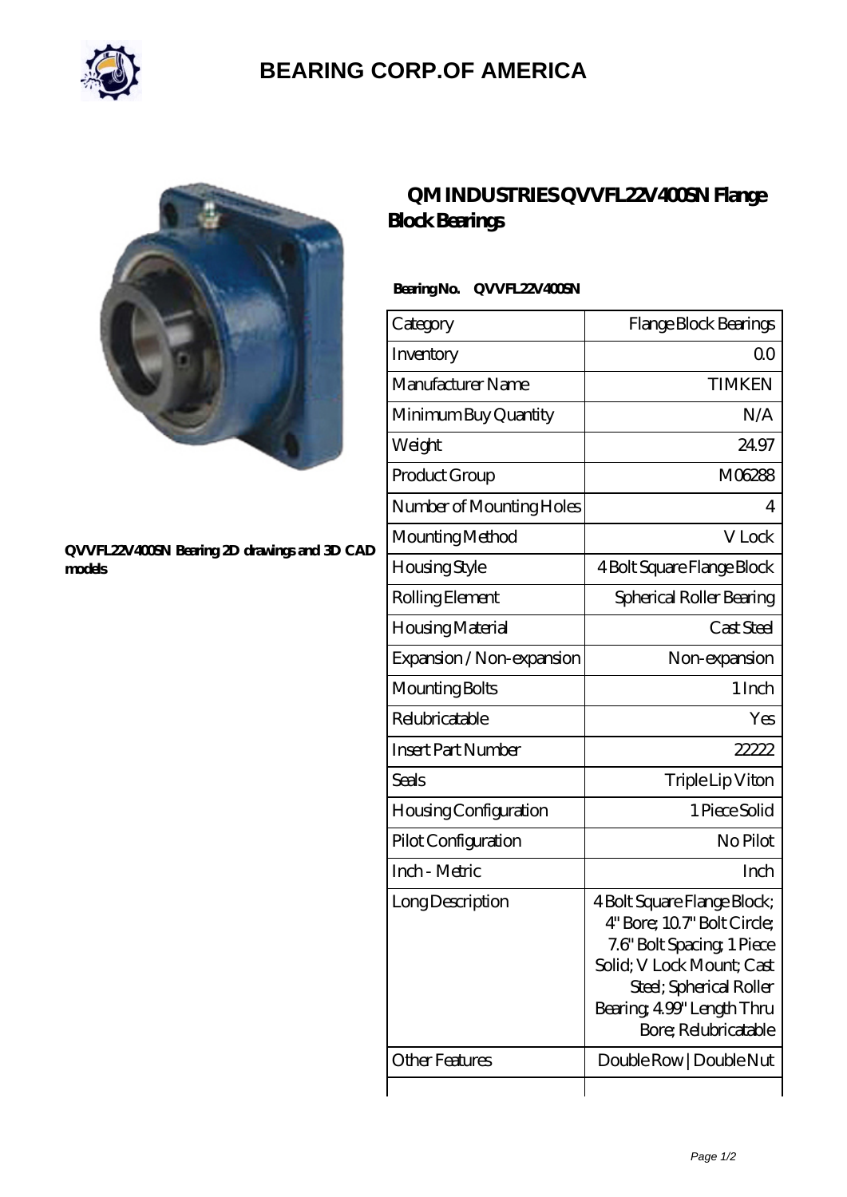# BEARING CORP.OF AMERICA

QVVFL22V400SN Bearing 2D drawings and 3D CAD models

## QM INDUSTRIES QVVFL22V400SN Flange Block Bearings

**Bearing No. QVVFL22V400SN**

| | |
|---|---|
| Category | Flange Block Bearings |
| Inventory | 0.0 |
| Manufacturer Name | TIMKEN |
| Minimum Buy Quantity | N/A |
| Weight | 24.97 |
| Product Group | M06288 |
| Number of Mounting Holes | 4 |
| Mounting Method | V Lock |
| Housing Style | 4 Bolt Square Flange Block |
| Rolling Element | Spherical Roller Bearing |
| Housing Material | Cast Steel |
| Expansion / Non-expansion | Non-expansion |
| Mounting Bolts | 1 Inch |
| Relubricatable | Yes |
| Insert Part Number | 22222 |
| Seals | Triple Lip Viton |
| Housing Configuration | 1 Piece Solid |
| Pilot Configuration | No Pilot |
| Inch - Metric | Inch |
| Long Description | 4 Bolt Square Flange Block; 4" Bore; 10.7" Bolt Circle; 7.6" Bolt Spacing; 1 Piece Solid; V Lock Mount; Cast Steel; Spherical Roller Bearing; 4.99" Length Thru Bore; Relubricatable |
| Other Features | Double Row \| Double Nut |
| | |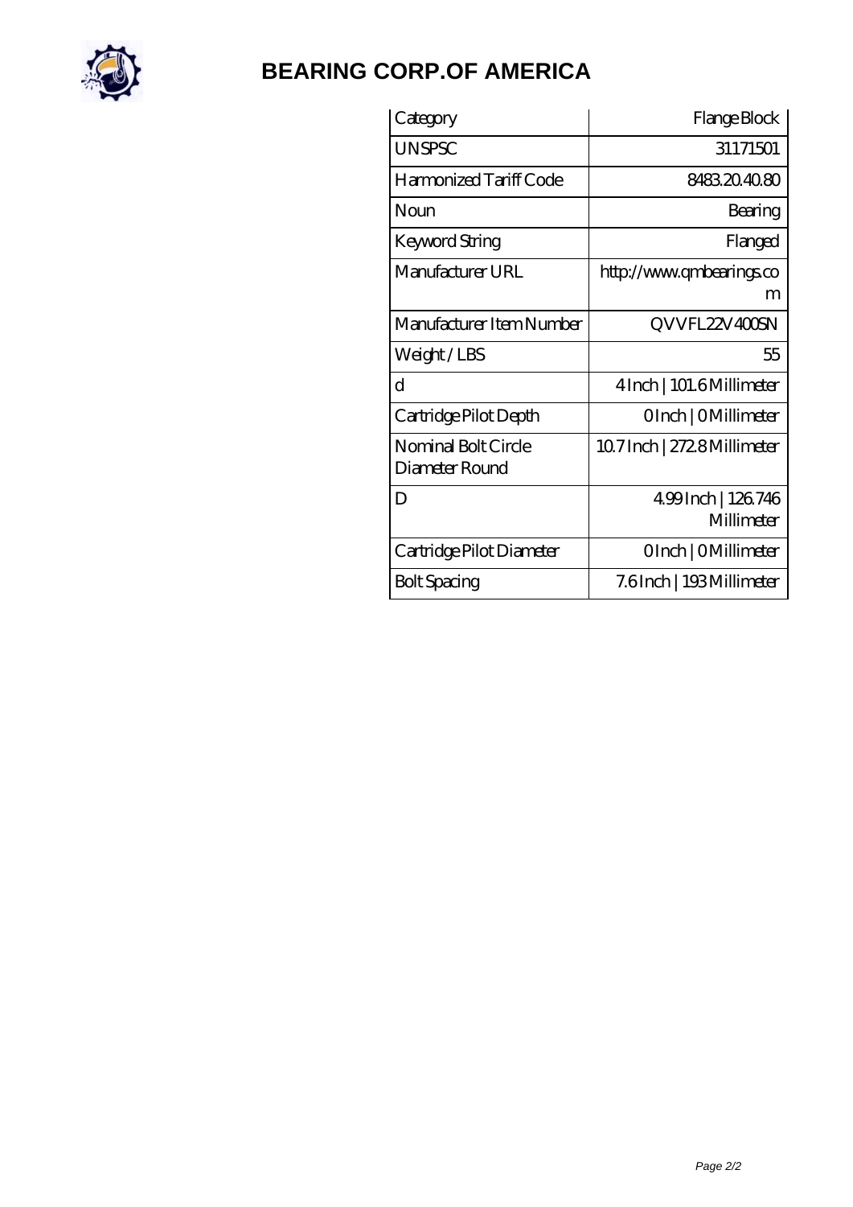# BEARING CORP.OF AMERICA

| | |
|---|---|
| Category | Flange Block |
| UNSPSC | 31171501 |
| Harmonized Tariff Code | 8483.20.40.80 |
| Noun | Bearing |
| Keyword String | Flanged |
| Manufacturer URL | http://www.qmbearings.com |
| Manufacturer Item Number | QVVFL22V400SN |
| Weight / LBS | 55 |
| d | 4 Inch \| 101.6 Millimeter |
| Cartridge Pilot Depth | 0 Inch \| 0 Millimeter |
| Nominal Bolt Circle Diameter Round | 10.7 Inch \| 272.8 Millimeter |
| D | 4.99 Inch \| 126.746 Millimeter |
| Cartridge Pilot Diameter | 0 Inch \| 0 Millimeter |
| Bolt Spacing | 7.6 Inch \| 193 Millimeter |